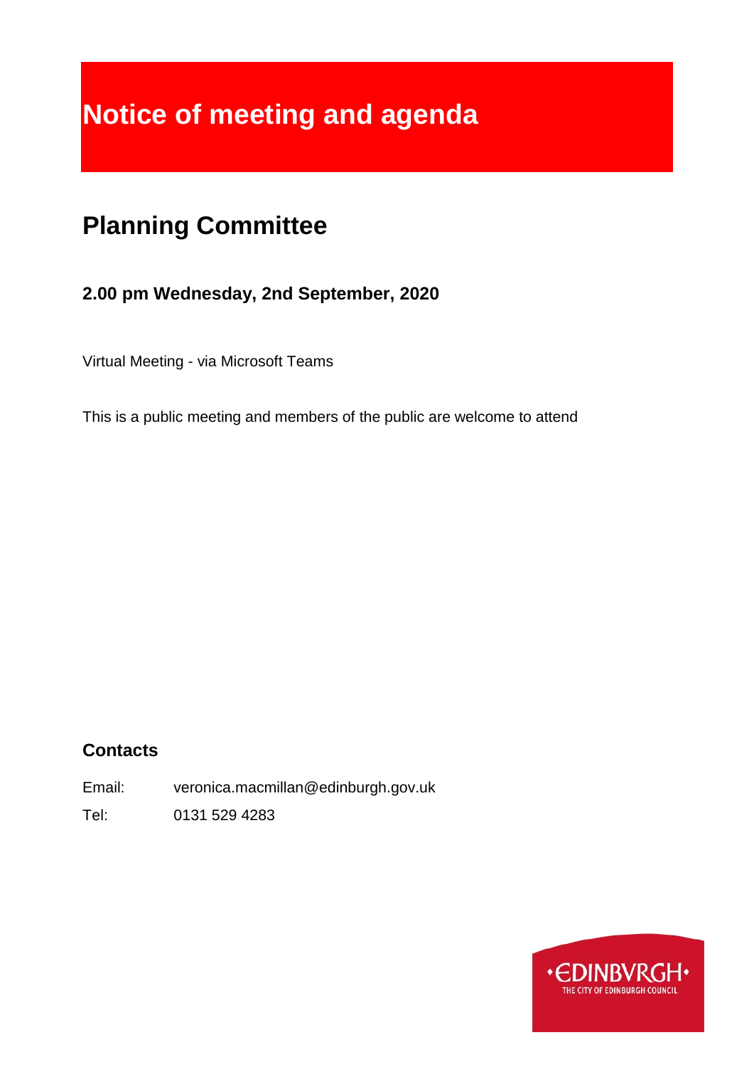# Notice of meeting and agenda

## Planning Committee

### 2.00 pm Wednesday, 2nd September, 2020

Virtual Meeting - via Microsoft Teams

This is a public meeting and members of the public are welcome to attend

### Contacts

Email: veronica.macmillan@edinburgh.gov.uk

Tel: 0131 529 4283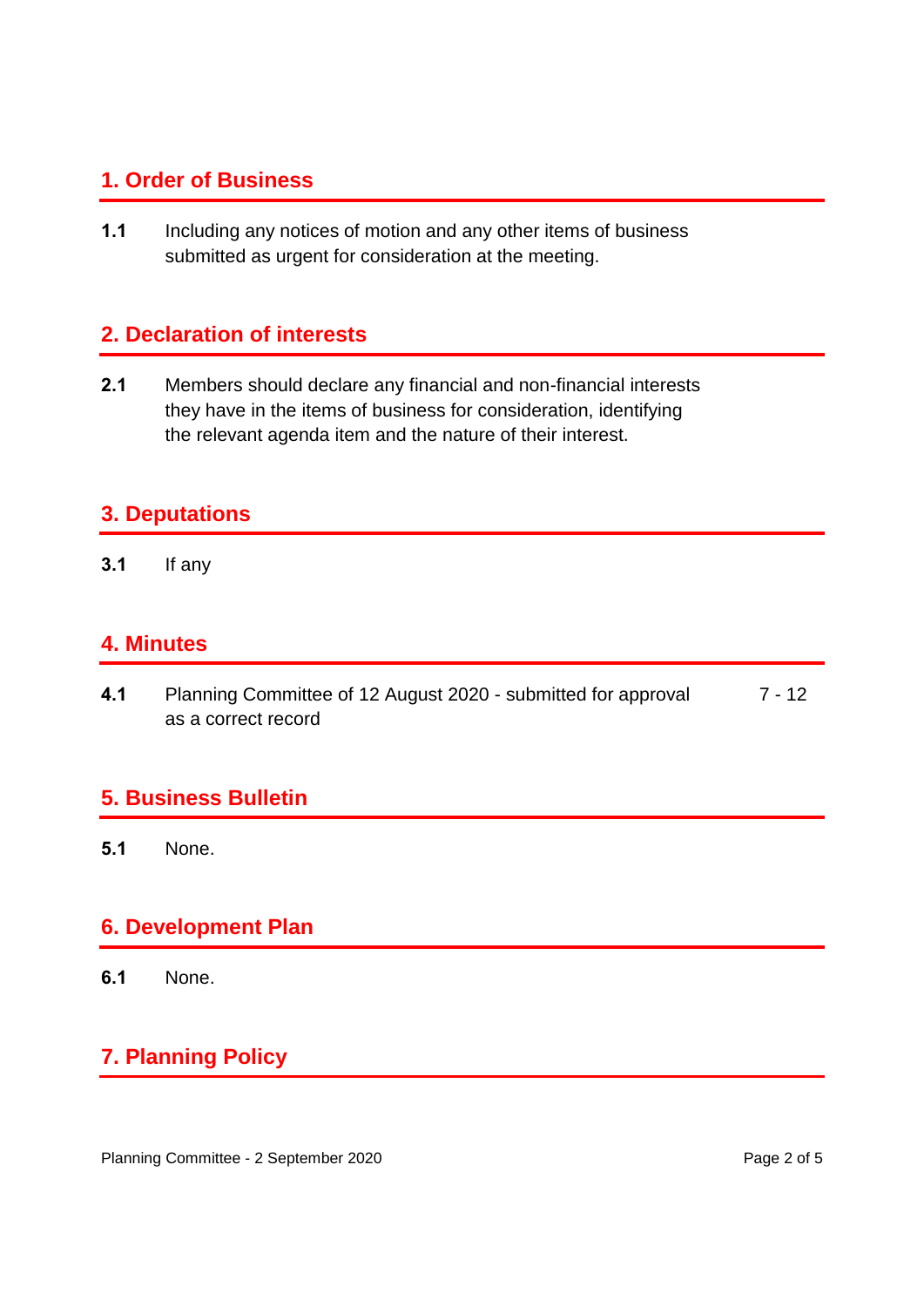## 1. Order of Business

**1.1** Including any notices of motion and any other items of business submitted as urgent for consideration at the meeting.

## 2. Declaration of interests

**2.1** Members should declare any financial and non-financial interests they have in the items of business for consideration, identifying the relevant agenda item and the nature of their interest.

## 3. Deputations

**3.1** If any

## 4. Minutes

| | | |
|---|---|---|
| **4.1** | Planning Committee of 12 August 2020 - submitted for approval as a correct record | 7 - 12 |

## 5. Business Bulletin

**5.1** None.

## 6. Development Plan

**6.1** None.

## 7. Planning Policy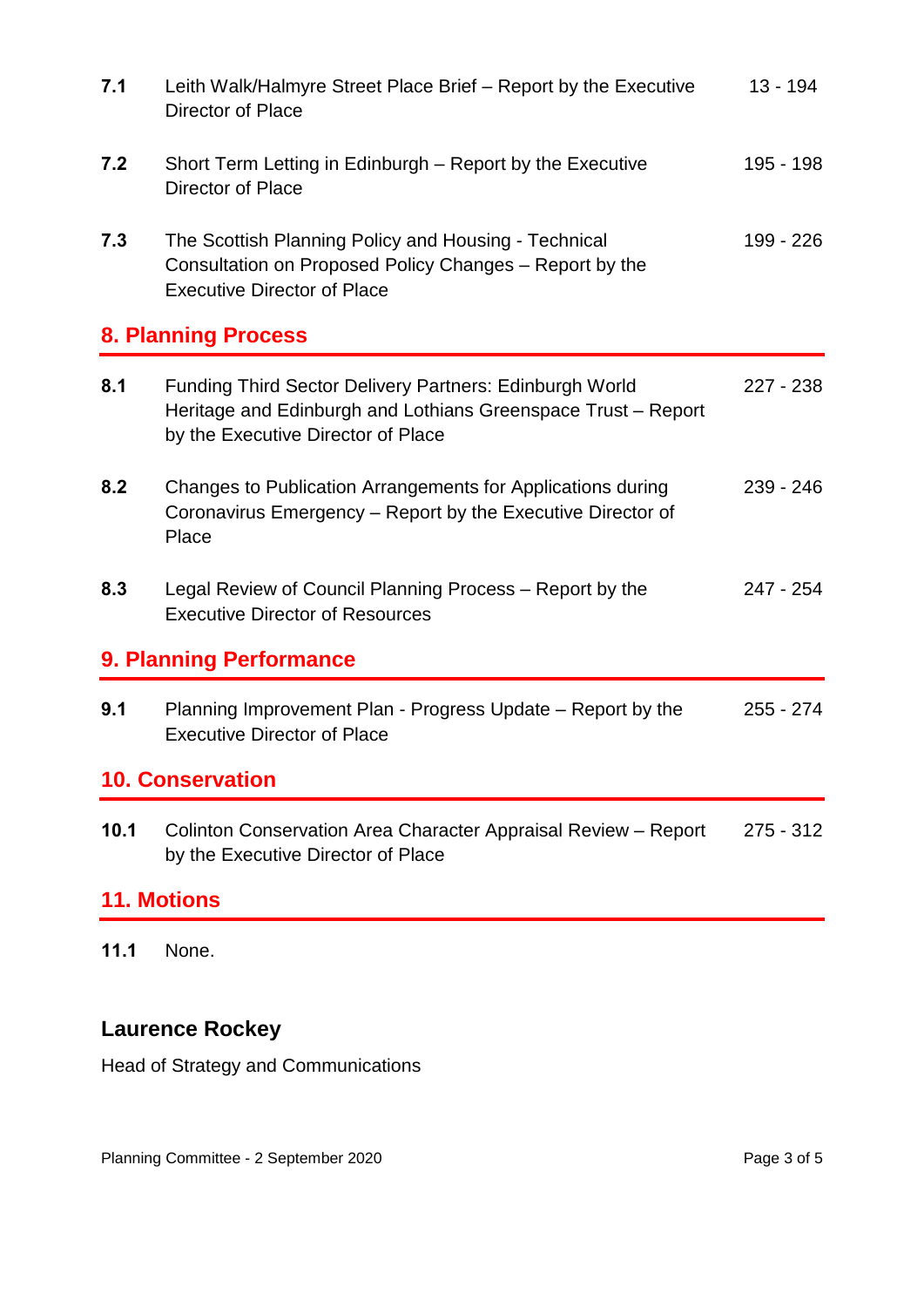| | | |
|---|---|---|
| **7.1** | Leith Walk/Halmyre Street Place Brief – Report by the Executive Director of Place | 13 - 194 |
| **7.2** | Short Term Letting in Edinburgh – Report by the Executive Director of Place | 195 - 198 |
| **7.3** | The Scottish Planning Policy and Housing - Technical Consultation on Proposed Policy Changes – Report by the Executive Director of Place | 199 - 226 |

## 8. Planning Process

| | | |
|---|---|---|
| **8.1** | Funding Third Sector Delivery Partners: Edinburgh World Heritage and Edinburgh and Lothians Greenspace Trust – Report by the Executive Director of Place | 227 - 238 |
| **8.2** | Changes to Publication Arrangements for Applications during Coronavirus Emergency – Report by the Executive Director of Place | 239 - 246 |
| **8.3** | Legal Review of Council Planning Process – Report by the Executive Director of Resources | 247 - 254 |

## 9. Planning Performance

| | | |
|---|---|---|
| **9.1** | Planning Improvement Plan - Progress Update – Report by the Executive Director of Place | 255 - 274 |

## 10. Conservation

| | | |
|---|---|---|
| **10.1** | Colinton Conservation Area Character Appraisal Review – Report by the Executive Director of Place | 275 - 312 |

## 11. Motions

**11.1** None.

### Laurence Rockey

Head of Strategy and Communications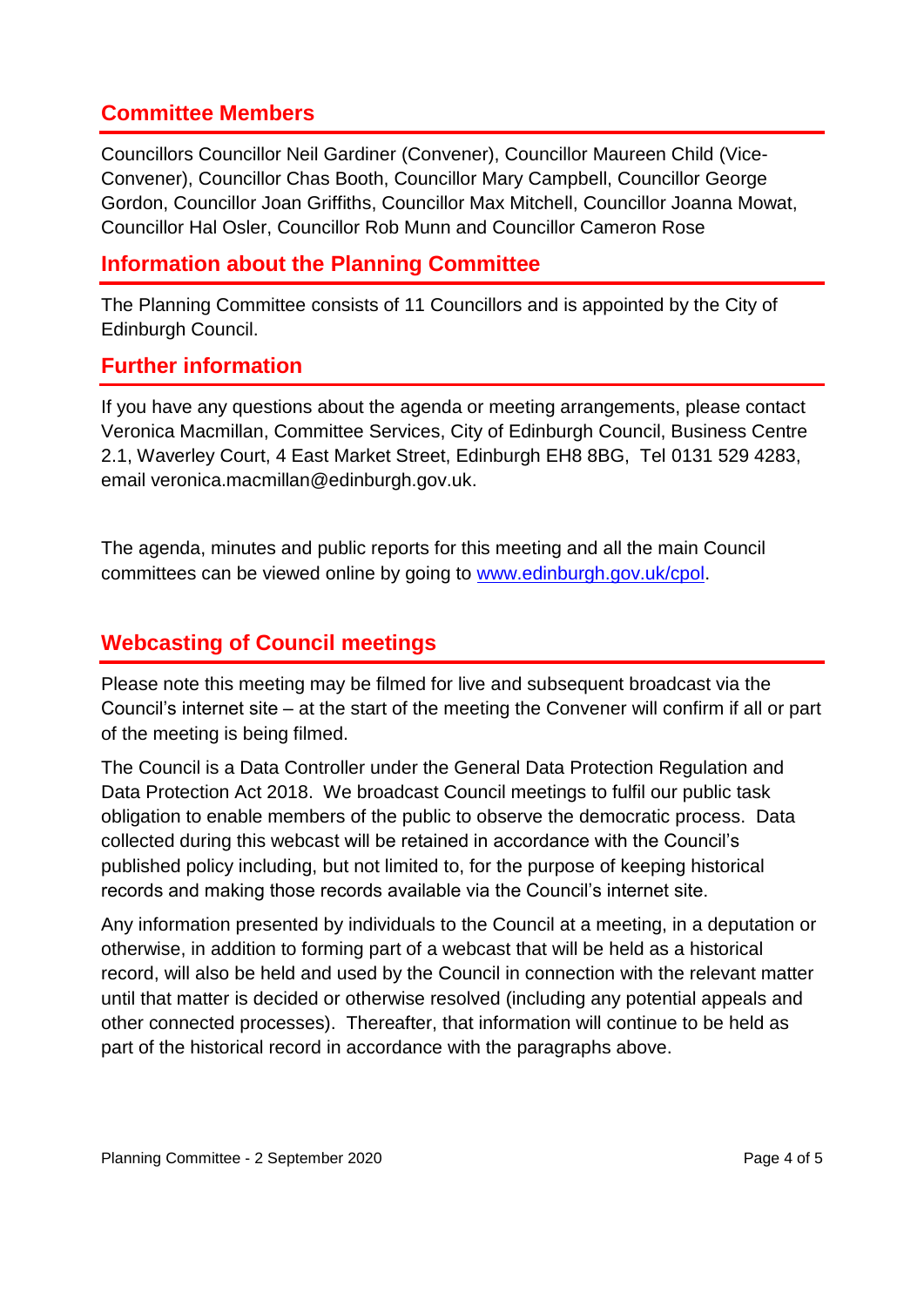## Committee Members

Councillors Councillor Neil Gardiner (Convener), Councillor Maureen Child (Vice-Convener), Councillor Chas Booth, Councillor Mary Campbell, Councillor George Gordon, Councillor Joan Griffiths, Councillor Max Mitchell, Councillor Joanna Mowat, Councillor Hal Osler, Councillor Rob Munn and Councillor Cameron Rose

## Information about the Planning Committee

The Planning Committee consists of 11 Councillors and is appointed by the City of Edinburgh Council.

## Further information

If you have any questions about the agenda or meeting arrangements, please contact Veronica Macmillan, Committee Services, City of Edinburgh Council, Business Centre 2.1, Waverley Court, 4 East Market Street, Edinburgh EH8 8BG, Tel 0131 529 4283, email veronica.macmillan@edinburgh.gov.uk.

The agenda, minutes and public reports for this meeting and all the main Council committees can be viewed online by going to [www.edinburgh.gov.uk/cpol](http://www.edinburgh.gov.uk/cpol).

## Webcasting of Council meetings

Please note this meeting may be filmed for live and subsequent broadcast via the Council's internet site – at the start of the meeting the Convener will confirm if all or part of the meeting is being filmed.

The Council is a Data Controller under the General Data Protection Regulation and Data Protection Act 2018. We broadcast Council meetings to fulfil our public task obligation to enable members of the public to observe the democratic process. Data collected during this webcast will be retained in accordance with the Council's published policy including, but not limited to, for the purpose of keeping historical records and making those records available via the Council's internet site.

Any information presented by individuals to the Council at a meeting, in a deputation or otherwise, in addition to forming part of a webcast that will be held as a historical record, will also be held and used by the Council in connection with the relevant matter until that matter is decided or otherwise resolved (including any potential appeals and other connected processes). Thereafter, that information will continue to be held as part of the historical record in accordance with the paragraphs above.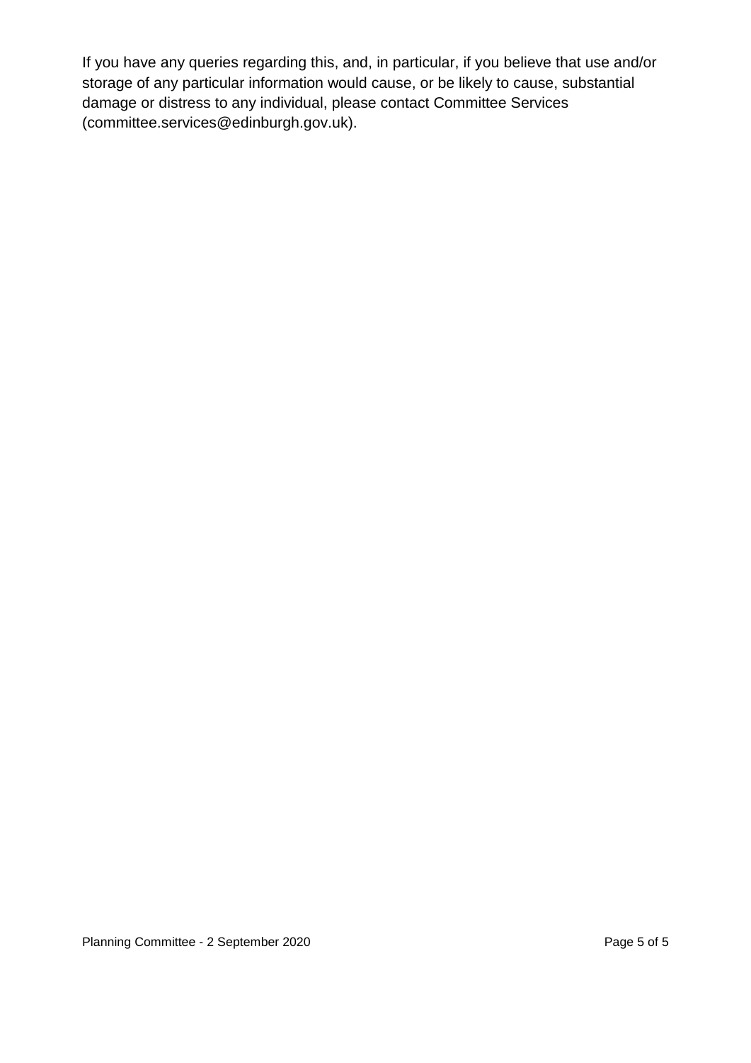If you have any queries regarding this, and, in particular, if you believe that use and/or storage of any particular information would cause, or be likely to cause, substantial damage or distress to any individual, please contact Committee Services (committee.services@edinburgh.gov.uk).